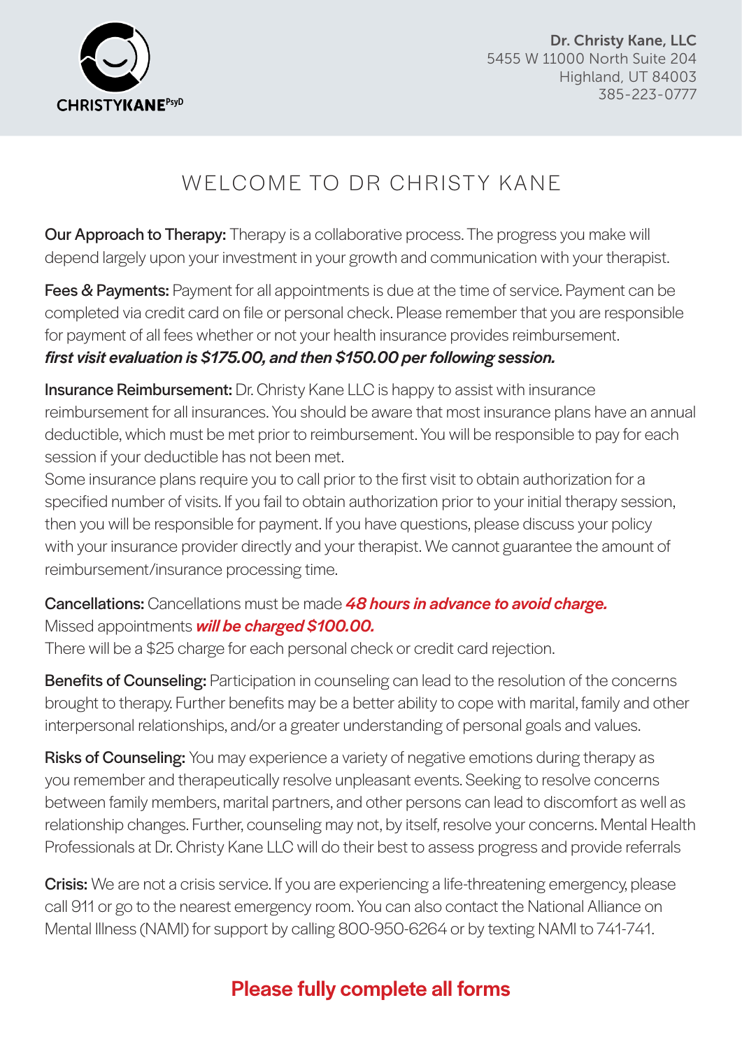CHRISTYKANE[PsyD]

**Dr. Christy Kane, LLC**
5455 W 11000 North Suite 204
Highland, UT 84003
385-223-0777

# WELCOME TO DR CHRISTY KANE

**Our Approach to Therapy:** Therapy is a collaborative process. The progress you make will depend largely upon your investment in your growth and communication with your therapist.

**Fees & Payments:** Payment for all appointments is due at the time of service. Payment can be completed via credit card on file or personal check. Please remember that you are responsible for payment of all fees whether or not your health insurance provides reimbursement.
***first visit evaluation is $175.00, and then $150.00 per following session.***

**Insurance Reimbursement:** Dr. Christy Kane LLC is happy to assist with insurance reimbursement for all insurances. You should be aware that most insurance plans have an annual deductible, which must be met prior to reimbursement. You will be responsible to pay for each session if your deductible has not been met.
Some insurance plans require you to call prior to the first visit to obtain authorization for a specified number of visits. If you fail to obtain authorization prior to your initial therapy session, then you will be responsible for payment. If you have questions, please discuss your policy with your insurance provider directly and your therapist. We cannot guarantee the amount of reimbursement/insurance processing time.

**Cancellations:** Cancellations must be made ***48 hours in advance to avoid charge.***
Missed appointments ***will be charged $100.00.***
There will be a $25 charge for each personal check or credit card rejection.

**Benefits of Counseling:** Participation in counseling can lead to the resolution of the concerns brought to therapy. Further benefits may be a better ability to cope with marital, family and other interpersonal relationships, and/or a greater understanding of personal goals and values.

**Risks of Counseling:** You may experience a variety of negative emotions during therapy as you remember and therapeutically resolve unpleasant events. Seeking to resolve concerns between family members, marital partners, and other persons can lead to discomfort as well as relationship changes. Further, counseling may not, by itself, resolve your concerns. Mental Health Professionals at Dr. Christy Kane LLC will do their best to assess progress and provide referrals

**Crisis:** We are not a crisis service. If you are experiencing a life-threatening emergency, please call 911 or go to the nearest emergency room. You can also contact the National Alliance on Mental Illness (NAMI) for support by calling 800-950-6264 or by texting NAMI to 741-741.

## Please fully complete all forms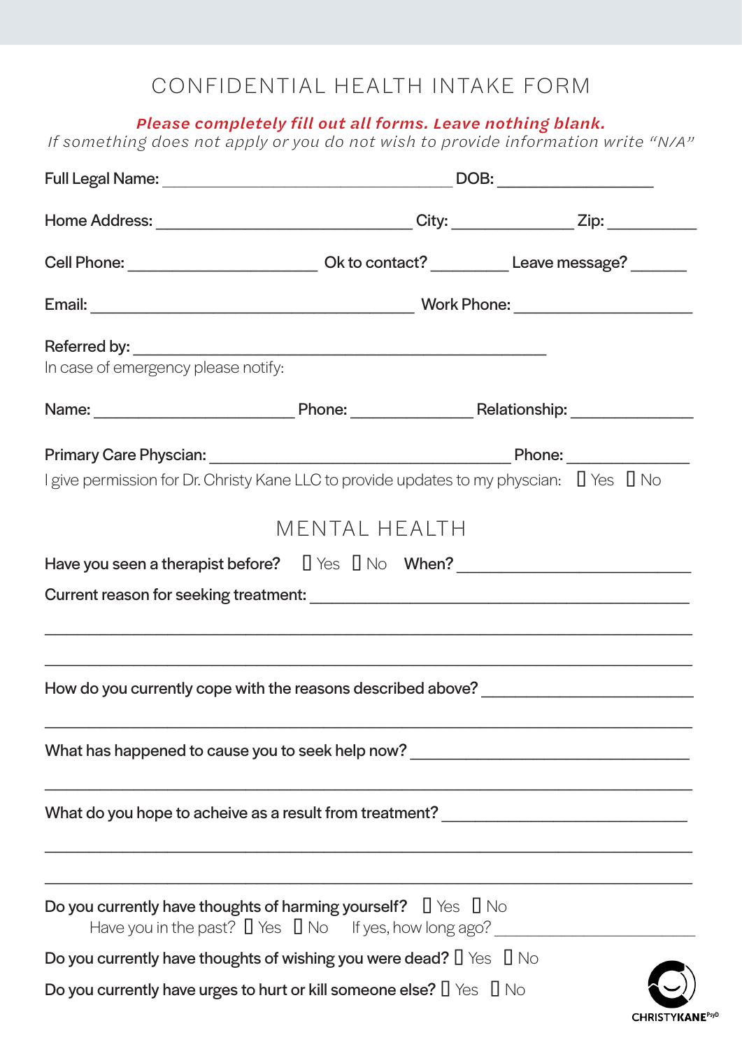# CONFIDENTIAL HEALTH INTAKE FORM

***Please completely fill out all forms. Leave nothing blank.***

*If something does not apply or you do not wish to provide information write "N/A"*

Full Legal Name: ________________________________ DOB: ________________

Home Address: ____________________________ City: ______________ Zip: __________

Cell Phone: ______________________ Ok to contact? _________ Leave message? ______

Email: ____________________________________ Work Phone: ____________________

Referred by: ______________________________________________

In case of emergency please notify:

Name: _______________________ Phone: ______________ Relationship: ______________

Primary Care Physcian: ___________________________________ Phone: ______________

I give permission for Dr. Christy Kane LLC to provide updates to my physcian: ☐ Yes ☐ No

## MENTAL HEALTH

Have you seen a therapist before? ☐ Yes ☐ No When? ____________________________

Current reason for seeking treatment: ________________________________________

______________________________________________________________________

______________________________________________________________________

How do you currently cope with the reasons described above? _______________________

______________________________________________________________________

What has happened to cause you to seek help now? ______________________________

______________________________________________________________________

What do you hope to acheive as a result from treatment? ___________________________

______________________________________________________________________

______________________________________________________________________

Do you currently have thoughts of harming yourself? ☐ Yes ☐ No

Have you in the past? ☐ Yes ☐ No If yes, how long ago? ________________________

Do you currently have thoughts of wishing you were dead? ☐ Yes ☐ No

Do you currently have urges to hurt or kill someone else? ☐ Yes ☐ No

CHRISTYKANE PsyD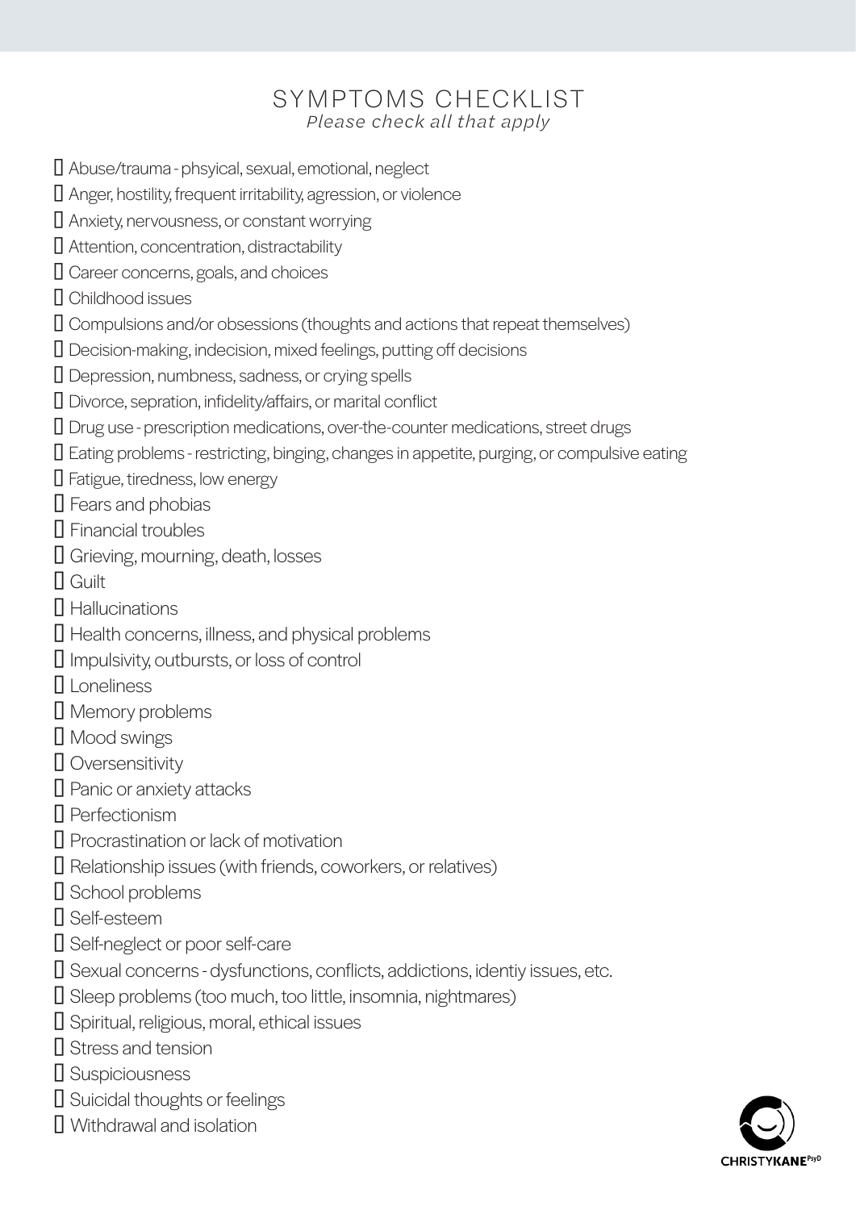# SYMPTOMS CHECKLIST

*Please check all that apply*

- [ ] Abuse/trauma - phsyical, sexual, emotional, neglect
- [ ] Anger, hostility, frequent irritability, agression, or violence
- [ ] Anxiety, nervousness, or constant worrying
- [ ] Attention, concentration, distractability
- [ ] Career concerns, goals, and choices
- [ ] Childhood issues
- [ ] Compulsions and/or obsessions (thoughts and actions that repeat themselves)
- [ ] Decision-making, indecision, mixed feelings, putting off decisions
- [ ] Depression, numbness, sadness, or crying spells
- [ ] Divorce, sepration, infidelity/affairs, or marital conflict
- [ ] Drug use - prescription medications, over-the-counter medications, street drugs
- [ ] Eating problems - restricting, binging, changes in appetite, purging, or compulsive eating
- [ ] Fatigue, tiredness, low energy
- [ ] Fears and phobias
- [ ] Financial troubles
- [ ] Grieving, mourning, death, losses
- [ ] Guilt
- [ ] Hallucinations
- [ ] Health concerns, illness, and physical problems
- [ ] Impulsivity, outbursts, or loss of control
- [ ] Loneliness
- [ ] Memory problems
- [ ] Mood swings
- [ ] Oversensitivity
- [ ] Panic or anxiety attacks
- [ ] Perfectionism
- [ ] Procrastination or lack of motivation
- [ ] Relationship issues (with friends, coworkers, or relatives)
- [ ] School problems
- [ ] Self-esteem
- [ ] Self-neglect or poor self-care
- [ ] Sexual concerns - dysfunctions, conflicts, addictions, identiy issues, etc.
- [ ] Sleep problems (too much, too little, insomnia, nightmares)
- [ ] Spiritual, religious, moral, ethical issues
- [ ] Stress and tension
- [ ] Suspiciousness
- [ ] Suicidal thoughts or feelings
- [ ] Withdrawal and isolation

CHRISTYKANE PsyD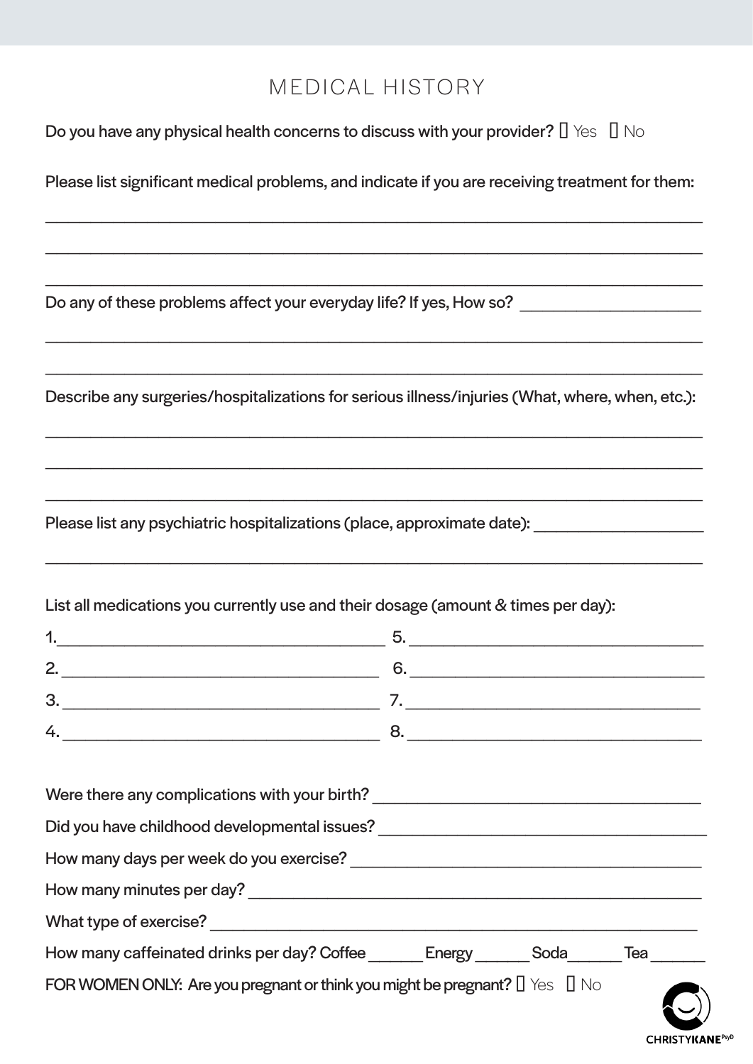# MEDICAL HISTORY

Do you have any physical health concerns to discuss with your provider? ☐ Yes ☐ No

Please list significant medical problems, and indicate if you are receiving treatment for them:

______________________________________________________________________________

______________________________________________________________________________

______________________________________________________________________________

Do any of these problems affect your everyday life? If yes, How so? ____________________

______________________________________________________________________________

______________________________________________________________________________

Describe any surgeries/hospitalizations for serious illness/injuries (What, where, when, etc.):

______________________________________________________________________________

______________________________________________________________________________

______________________________________________________________________________

Please list any psychiatric hospitalizations (place, approximate date): ____________________

______________________________________________________________________________

List all medications you currently use and their dosage (amount & times per day):

1. ________________________________
2. ________________________________
3. ________________________________
4. ________________________________
5. ________________________________
6. ________________________________
7. ________________________________
8. ________________________________

Were there any complications with your birth? ________________________________

Did you have childhood developmental issues? ________________________________

How many days per week do you exercise? ________________________________

How many minutes per day? ________________________________

What type of exercise? ________________________________

How many caffeinated drinks per day? Coffee ______ Energy ______ Soda ______ Tea ______

FOR WOMEN ONLY: Are you pregnant or think you might be pregnant? ☐ Yes ☐ No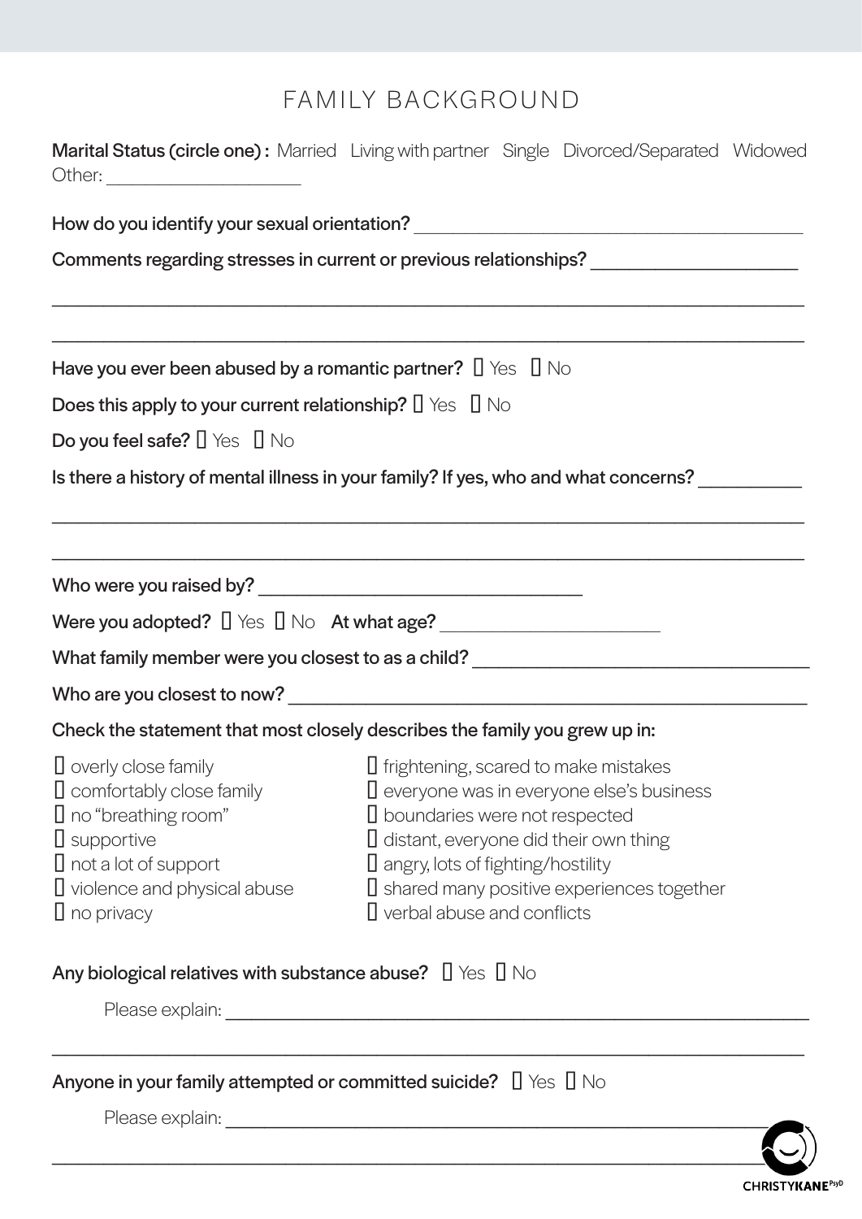# FAMILY BACKGROUND

**Marital Status (circle one) :** Married Living with partner Single Divorced/Separated Widowed Other: ___________________

**How do you identify your sexual orientation?** ________________________________________

**Comments regarding stresses in current or previous relationships?** ____________________

________________________________________________________________________

________________________________________________________________________

**Have you ever been abused by a romantic partner?** ☐ Yes ☐ No

**Does this apply to your current relationship?** ☐ Yes ☐ No

**Do you feel safe?** ☐ Yes ☐ No

**Is there a history of mental illness in your family? If yes, who and what concerns?** __________

________________________________________________________________________

________________________________________________________________________

**Who were you raised by?** ________________________________

**Were you adopted?** ☐ Yes ☐ No **At what age?** ______________________

**What family member were you closest to as a child?** ________________________________

**Who are you closest to now?** ________________________________________________

**Check the statement that most closely describes the family you grew up in:**

- ☐ overly close family
- ☐ comfortably close family
- ☐ no "breathing room"
- ☐ supportive
- ☐ not a lot of support
- ☐ violence and physical abuse
- ☐ no privacy
- ☐ frightening, scared to make mistakes
- ☐ everyone was in everyone else's business
- ☐ boundaries were not respected
- ☐ distant, everyone did their own thing
- ☐ angry, lots of fighting/hostility
- ☐ shared many positive experiences together
- ☐ verbal abuse and conflicts

**Any biological relatives with substance abuse?** ☐ Yes ☐ No

Please explain: ____________________________________________________________

________________________________________________________________________

**Anyone in your family attempted or committed suicide?** ☐ Yes ☐ No

Please explain: ____________________________________________________________

________________________________________________________________________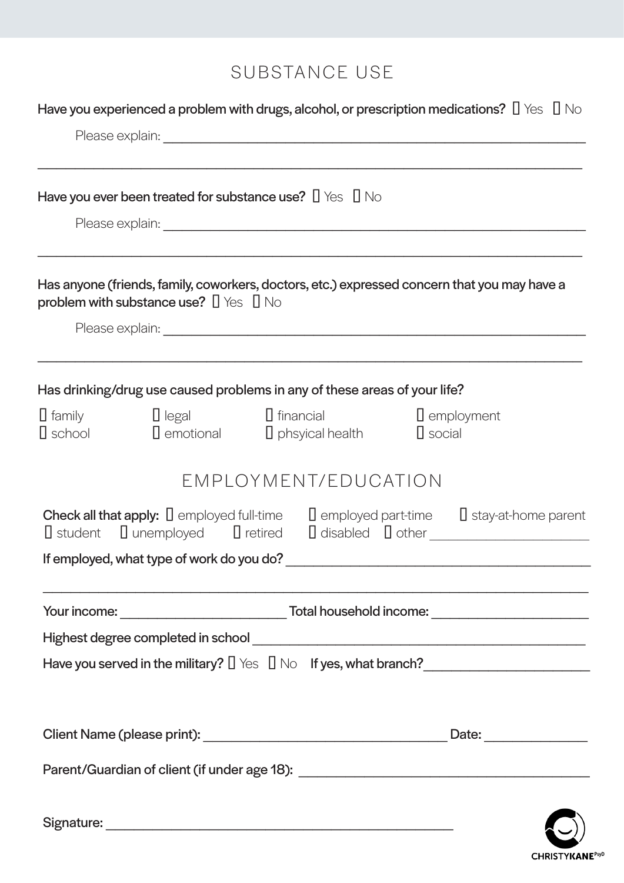## SUBSTANCE USE

**Have you experienced a problem with drugs, alcohol, or prescription medications?** ☐ Yes ☐ No

Please explain: ______________________________________________________________

______________________________________________________________________________

**Have you ever been treated for substance use?** ☐ Yes ☐ No

Please explain: ______________________________________________________________

______________________________________________________________________________

**Has anyone (friends, family, coworkers, doctors, etc.) expressed concern that you may have a problem with substance use?** ☐ Yes ☐ No

Please explain: ______________________________________________________________

______________________________________________________________________________

**Has drinking/drug use caused problems in any of these areas of your life?**

☐ family ☐ legal ☐ financial ☐ employment
☐ school ☐ emotional ☐ phsyical health ☐ social

## EMPLOYMENT/EDUCATION

**Check all that apply:** ☐ employed full-time ☐ employed part-time ☐ stay-at-home parent
☐ student ☐ unemployed ☐ retired ☐ disabled ☐ other ____________________

**If employed, what type of work do you do?** ______________________________________

______________________________________________________________________________

**Your income:** ______________________ **Total household income:** ______________________

**Highest degree completed in school** ______________________________________________

**Have you served in the military?** ☐ Yes ☐ No **If yes, what branch?** ____________________

**Client Name (please print):** ______________________________ **Date:** ______________

**Parent/Guardian of client (if under age 18):** ____________________________________

**Signature:** ______________________________________________

CHRISTYKANE PsyD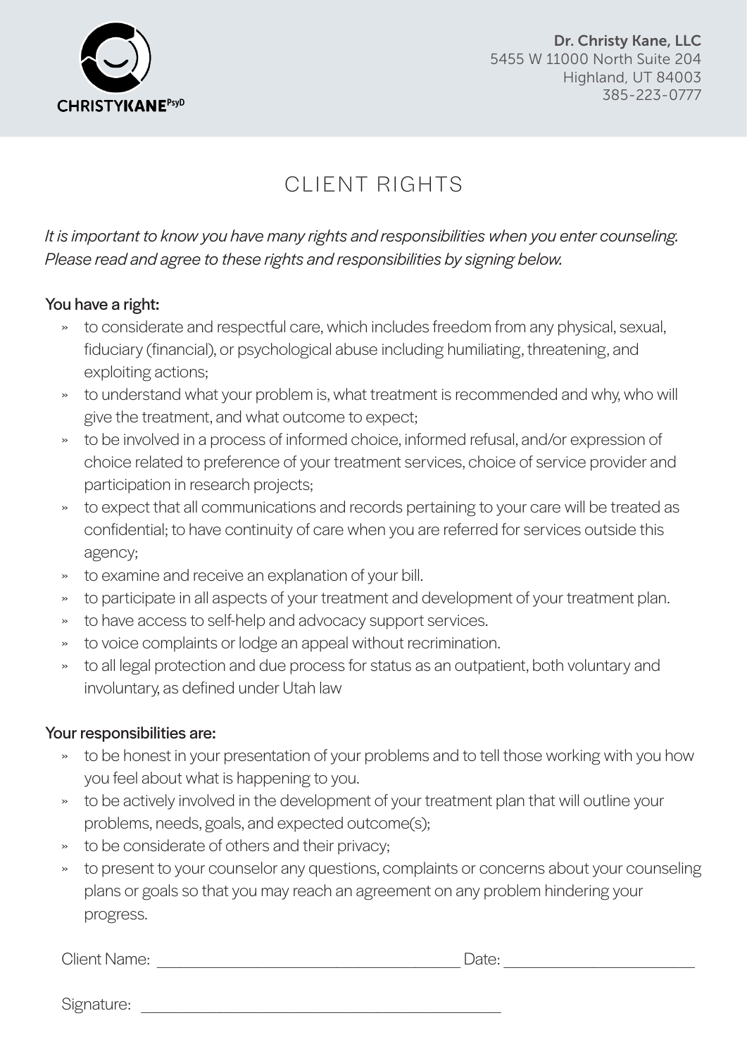Dr. Christy Kane, LLC
5455 W 11000 North Suite 204
Highland, UT 84003
385-223-0777

# CLIENT RIGHTS

*It is important to know you have many rights and responsibilities when you enter counseling. Please read and agree to these rights and responsibilities by signing below.*

**You have a right:**

- to considerate and respectful care, which includes freedom from any physical, sexual, fiduciary (financial), or psychological abuse including humiliating, threatening, and exploiting actions;
- to understand what your problem is, what treatment is recommended and why, who will give the treatment, and what outcome to expect;
- to be involved in a process of informed choice, informed refusal, and/or expression of choice related to preference of your treatment services, choice of service provider and participation in research projects;
- to expect that all communications and records pertaining to your care will be treated as confidential; to have continuity of care when you are referred for services outside this agency;
- to examine and receive an explanation of your bill.
- to participate in all aspects of your treatment and development of your treatment plan.
- to have access to self-help and advocacy support services.
- to voice complaints or lodge an appeal without recrimination.
- to all legal protection and due process for status as an outpatient, both voluntary and involuntary, as defined under Utah law

**Your responsibilities are:**

- to be honest in your presentation of your problems and to tell those working with you how you feel about what is happening to you.
- to be actively involved in the development of your treatment plan that will outline your problems, needs, goals, and expected outcome(s);
- to be considerate of others and their privacy;
- to present to your counselor any questions, complaints or concerns about your counseling plans or goals so that you may reach an agreement on any problem hindering your progress.

Client Name: ______________________________ Date: ____________________

Signature: ______________________________________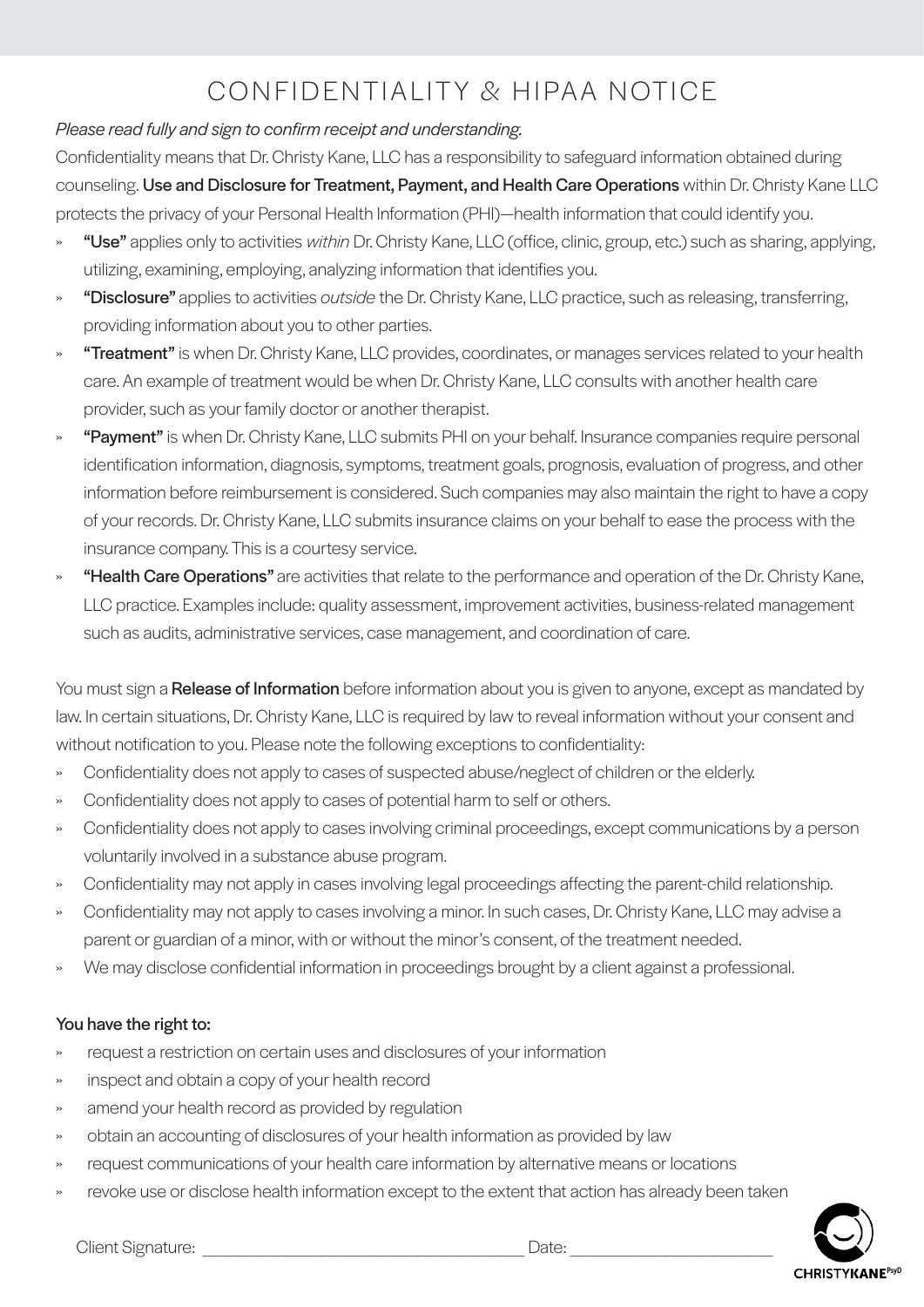# CONFIDENTIALITY & HIPAA NOTICE

*Please read fully and sign to confirm receipt and understanding.*

Confidentiality means that Dr. Christy Kane, LLC has a responsibility to safeguard information obtained during counseling. **Use and Disclosure for Treatment, Payment, and Health Care Operations** within Dr. Christy Kane LLC protects the privacy of your Personal Health Information (PHI)—health information that could identify you.

- **"Use"** applies only to activities *within* Dr. Christy Kane, LLC (office, clinic, group, etc.) such as sharing, applying, utilizing, examining, employing, analyzing information that identifies you.
- **"Disclosure"** applies to activities *outside* the Dr. Christy Kane, LLC practice, such as releasing, transferring, providing information about you to other parties.
- **"Treatment"** is when Dr. Christy Kane, LLC provides, coordinates, or manages services related to your health care. An example of treatment would be when Dr. Christy Kane, LLC consults with another health care provider, such as your family doctor or another therapist.
- **"Payment"** is when Dr. Christy Kane, LLC submits PHI on your behalf. Insurance companies require personal identification information, diagnosis, symptoms, treatment goals, prognosis, evaluation of progress, and other information before reimbursement is considered. Such companies may also maintain the right to have a copy of your records. Dr. Christy Kane, LLC submits insurance claims on your behalf to ease the process with the insurance company. This is a courtesy service.
- **"Health Care Operations"** are activities that relate to the performance and operation of the Dr. Christy Kane, LLC practice. Examples include: quality assessment, improvement activities, business-related management such as audits, administrative services, case management, and coordination of care.

You must sign a **Release of Information** before information about you is given to anyone, except as mandated by law. In certain situations, Dr. Christy Kane, LLC is required by law to reveal information without your consent and without notification to you. Please note the following exceptions to confidentiality:

- Confidentiality does not apply to cases of suspected abuse/neglect of children or the elderly.
- Confidentiality does not apply to cases of potential harm to self or others.
- Confidentiality does not apply to cases involving criminal proceedings, except communications by a person voluntarily involved in a substance abuse program.
- Confidentiality may not apply in cases involving legal proceedings affecting the parent-child relationship.
- Confidentiality may not apply to cases involving a minor. In such cases, Dr. Christy Kane, LLC may advise a parent or guardian of a minor, with or without the minor's consent, of the treatment needed.
- We may disclose confidential information in proceedings brought by a client against a professional.

**You have the right to:**

- request a restriction on certain uses and disclosures of your information
- inspect and obtain a copy of your health record
- amend your health record as provided by regulation
- obtain an accounting of disclosures of your health information as provided by law
- request communications of your health care information by alternative means or locations
- revoke use or disclose health information except to the extent that action has already been taken

Client Signature: ________________________________ Date: ____________________

CHRISTYKANE PsyD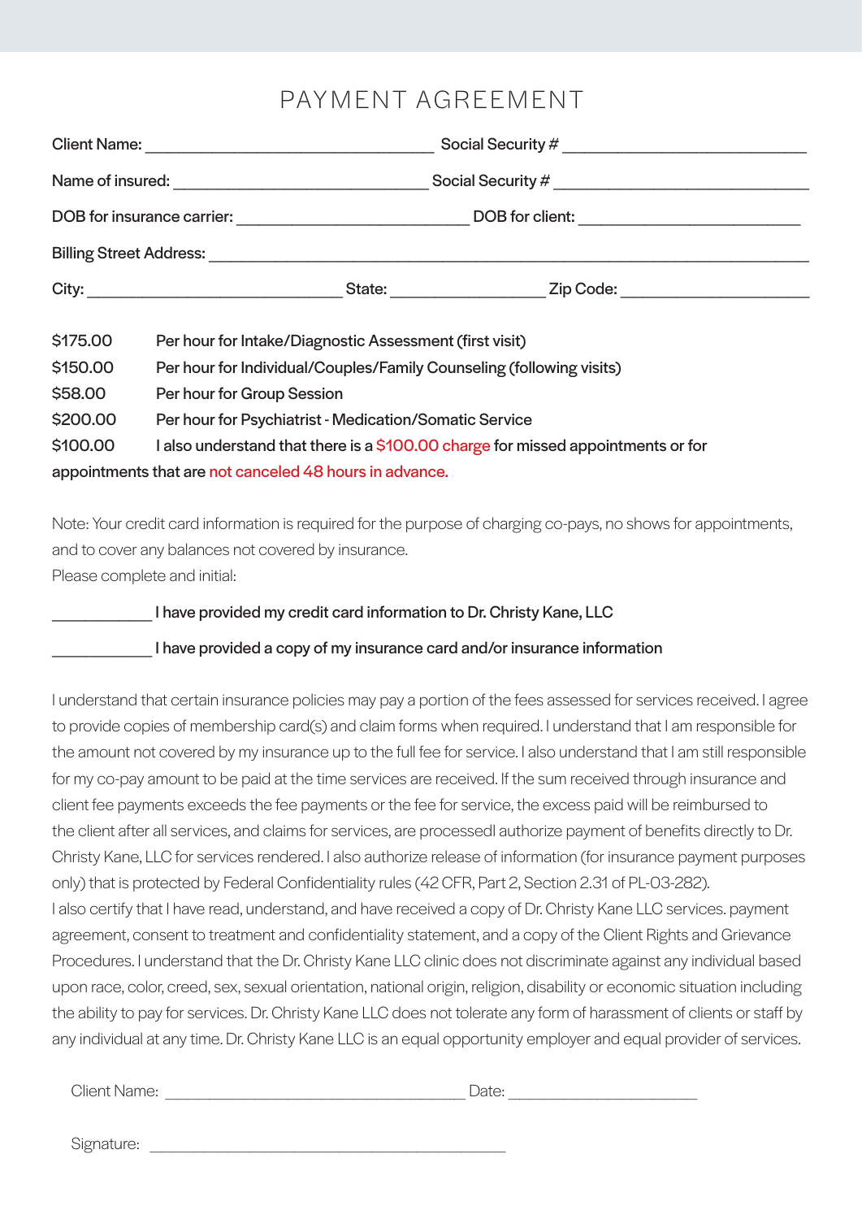# PAYMENT AGREEMENT

Client Name: ______________________________ Social Security # __________________________

Name of insured: ___________________________ Social Security # __________________________

DOB for insurance carrier: _________________________ DOB for client: ________________________

Billing Street Address: _________________________________________________________________

City: ___________________________ State: ________________ Zip Code: ____________________

| | |
|---|---|
| $175.00 | Per hour for Intake/Diagnostic Assessment (first visit) |
| $150.00 | Per hour for Individual/Couples/Family Counseling (following visits) |
| $58.00 | Per hour for Group Session |
| $200.00 | Per hour for Psychiatrist - Medication/Somatic Service |
| $100.00 | I also understand that there is a $100.00 charge for missed appointments or for appointments that are not canceled 48 hours in advance. |

Note: Your credit card information is required for the purpose of charging co-pays, no shows for appointments, and to cover any balances not covered by insurance.
Please complete and initial:

___________ I have provided my credit card information to Dr. Christy Kane, LLC

___________ I have provided a copy of my insurance card and/or insurance information

I understand that certain insurance policies may pay a portion of the fees assessed for services received. I agree to provide copies of membership card(s) and claim forms when required. I understand that I am responsible for the amount not covered by my insurance up to the full fee for service. I also understand that I am still responsible for my co-pay amount to be paid at the time services are received. If the sum received through insurance and client fee payments exceeds the fee payments or the fee for service, the excess paid will be reimbursed to the client after all services, and claims for services, are processedI authorize payment of benefits directly to Dr. Christy Kane, LLC for services rendered. I also authorize release of information (for insurance payment purposes only) that is protected by Federal Confidentiality rules (42 CFR, Part 2, Section 2.31 of PL-03-282).
I also certify that I have read, understand, and have received a copy of Dr. Christy Kane LLC services. payment agreement, consent to treatment and confidentiality statement, and a copy of the Client Rights and Grievance Procedures. I understand that the Dr. Christy Kane LLC clinic does not discriminate against any individual based upon race, color, creed, sex, sexual orientation, national origin, religion, disability or economic situation including the ability to pay for services. Dr. Christy Kane LLC does not tolerate any form of harassment of clients or staff by any individual at any time. Dr. Christy Kane LLC is an equal opportunity employer and equal provider of services.

Client Name: _________________________________ Date: ______________________

Signature: ___________________________________________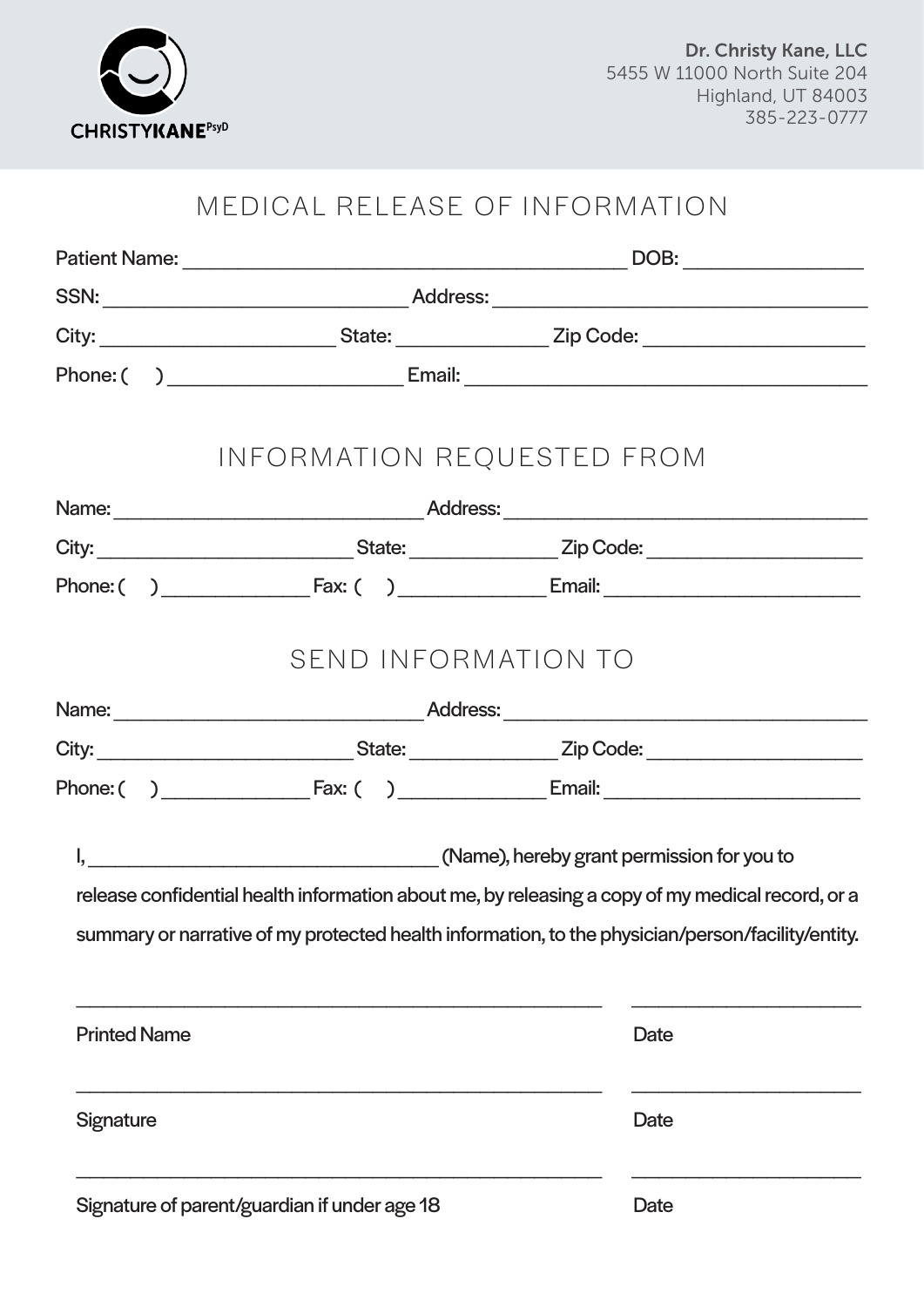CHRISTYKANE PsyD

**Dr. Christy Kane, LLC**
5455 W 11000 North Suite 204
Highland, UT 84003
385-223-0777

# MEDICAL RELEASE OF INFORMATION

Patient Name: ________________________________ DOB: ______________

SSN: ______________________ Address: ____________________________

City: __________________ State: ____________ Zip Code: ________________

Phone: ( ) __________________ Email: ________________________________

## INFORMATION REQUESTED FROM

Name: ______________________ Address: ____________________________

City: __________________ State: ____________ Zip Code: ________________

Phone: ( ) ____________ Fax: ( ) ____________ Email: ____________________

## SEND INFORMATION TO

Name: ______________________ Address: ____________________________

City: __________________ State: ____________ Zip Code: ________________

Phone: ( ) ____________ Fax: ( ) ____________ Email: ____________________

I, ____________________________ (Name), hereby grant permission for you to release confidential health information about me, by releasing a copy of my medical record, or a summary or narrative of my protected health information, to the physician/person/facility/entity.

________________________________________ ____________________

Printed Name Date

________________________________________ ____________________

Signature Date

________________________________________ ____________________

Signature of parent/guardian if under age 18 Date